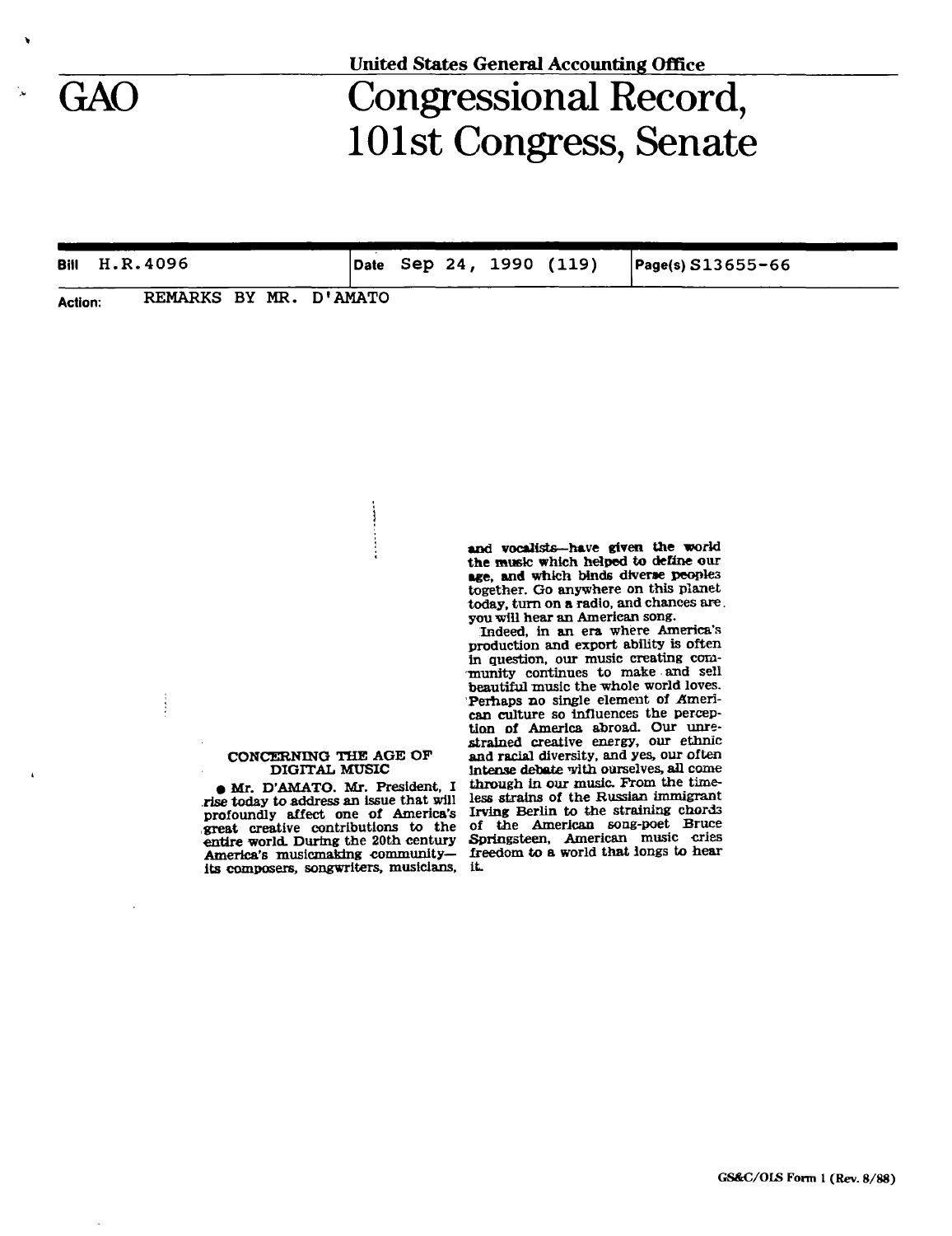United States General Accounting Office

# GAO Congressional Record, 101st Congress, Senate

| Bill H.R.4096 | Date Sep 24, 1990 (119) | Page(s) S13655-66 |
|---|---|---|

Action: REMARKS BY MR. D'AMATO

## CONCERNING THE AGE OF DIGITAL MUSIC

● Mr. D'AMATO. Mr. President, I rise today to address an issue that will profoundly affect one of America's great creative contributions to the entire world. During the 20th century America's musicmaking community—its composers, songwriters, musicians, and vocalists—have given the world the music which helped to define our age, and which binds diverse peoples together. Go anywhere on this planet today, turn on a radio, and chances are, you will hear an American song.

Indeed, in an era where America's production and export ability is often in question, our music creating community continues to make and sell beautiful music the whole world loves. Perhaps no single element of American culture so influences the perception of America abroad. Our unrestrained creative energy, our ethnic and racial diversity, and yes, our often intense debate with ourselves, all come through in our music. From the timeless strains of the Russian immigrant Irving Berlin to the straining chords of the American song-poet Bruce Springsteen, American music cries freedom to a world that longs to hear it.

GS&C/OLS Form 1 (Rev. 8/88)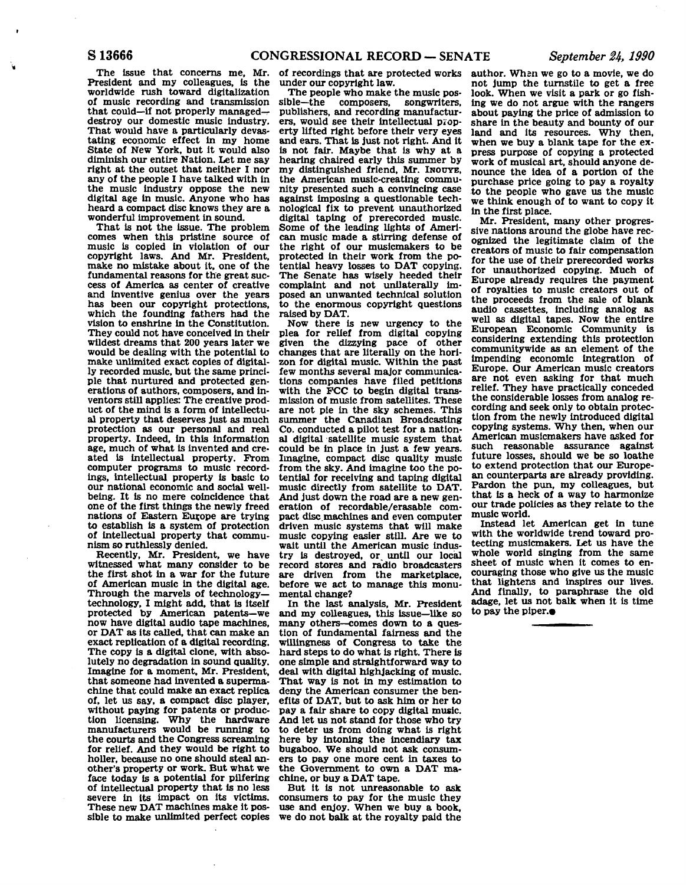The issue that concerns me, Mr. President and my colleagues, is the worldwide rush toward digitalization of music recording and transmission that could—if not properly managed—destroy our domestic music industry. That would have a particularly devastating economic effect in my home State of New York, but it would also diminish our entire Nation. Let me say right at the outset that neither I nor any of the people I have talked with in the music industry oppose the new digital age in music. Anyone who has heard a compact disc knows they are a wonderful improvement in sound.

That is not the issue. The problem comes when this pristine source of music is copied in violation of our copyright laws. And Mr. President, make no mistake about it, one of the fundamental reasons for the great success of America as center of creative and inventive genius over the years has been our copyright protections, which the founding fathers had the vision to enshrine in the Constitution. They could not have conceived in their wildest dreams that 200 years later we would be dealing with the potential to make unlimited exact copies of digitally recorded music, but the same principle that nurtured and protected generations of authors, composers, and inventors still applies: The creative product of the mind is a form of intellectual property that deserves just as much protection as our personal and real property. Indeed, in this information age, much of what is invented and created is intellectual property. From computer programs to music recordings, intellectual property is basic to our national economic and social well-being. It is no mere coincidence that one of the first things the newly freed nations of Eastern Europe are trying to establish is a system of protection of intellectual property that communism so ruthlessly denied.

Recently, Mr. President, we have witnessed what many consider to be the first shot in a war for the future of American music in the digital age. Through the marvels of technology—technology, I might add, that is itself protected by American patents—we now have digital audio tape machines, or DAT as its called, that can make an exact replication of a digital recording. The copy is a digital clone, with absolutely no degradation in sound quality. Imagine for a moment, Mr. President, that someone had invented a supermachine that could make an exact replica of, let us say, a compact disc player, without paying for patents or production licensing. Why the hardware manufacturers would be running to the courts and the Congress screaming for relief. And they would be right to holler, because no one should steal another's property or work. But what we face today is a potential for pilfering of intellectual property that is no less severe in its impact on its victims. These new DAT machines make it possible to make unlimited perfect copies of recordings that are protected works under our copyright law.

The people who make the music possible—the composers, songwriters, publishers, and recording manufacturers, would see their intellectual property lifted right before their very eyes and ears. That is just not right. And it is not fair. Maybe that is why at a hearing chaired early this summer by my distinguished friend, Mr. INOUYE, the American music-creating community presented such a convincing case against imposing a questionable technological fix to prevent unauthorized digital taping of prerecorded music. Some of the leading lights of American music made a stirring defense of the right of our musicmakers to be protected in their work from the potential heavy losses to DAT copying. The Senate has wisely heeded their complaint and not unilaterally imposed an unwanted technical solution to the enormous copyright questions raised by DAT.

Now there is new urgency to the plea for relief from digital copying given the dizzying pace of other changes that are literally on the horizon for digital music. Within the past few months several major communications companies have filed petitions with the FCC to begin digital transmission of music from satellites. These are not pie in the sky schemes. This summer the Canadian Broadcasting Co. conducted a pilot test for a national digital satellite music system that could be in place in just a few years. Imagine, compact disc quality music from the sky. And imagine too the potential for receiving and taping digital music directly from satellite to DAT. And just down the road are a new generation of recordable/erasable compact disc machines and even computer driven music systems that will make music copying easier still. Are we to wait until the American music industry is destroyed, or until our local record stores and radio broadcasters are driven from the marketplace, before we act to manage this monumental change?

In the last analysis, Mr. President and my colleagues, this issue—like so many others—comes down to a question of fundamental fairness and the willingness of Congress to take the hard steps to do what is right. There is one simple and straightforward way to deal with digital highjacking of music. That way is not in my estimation to deny the American consumer the benefits of DAT, but to ask him or her to pay a fair share to copy digital music. And let us not stand for those who try to deter us from doing what is right here by intoning the incendiary tax bugaboo. We should not ask consumers to pay one more cent in taxes to the Government to own a DAT machine, or buy a DAT tape.

But it is not unreasonable to ask consumers to pay for the music they use and enjoy. When we buy a book, we do not balk at the royalty paid the author. When we go to a movie, we do not jump the turnstile to get a free look. When we visit a park or go fishing we do not argue with the rangers about paying the price of admission to share in the beauty and bounty of our land and its resources. Why then, when we buy a blank tape for the express purpose of copying a protected work of musical art, should anyone denounce the idea of a portion of the purchase price going to pay a royalty to the people who gave us the music we think enough of to want to copy it in the first place.

Mr. President, many other progressive nations around the globe have recognized the legitimate claim of the creators of music to fair compensation for the use of their prerecorded works for unauthorized copying. Much of Europe already requires the payment of royalties to music creators out of the proceeds from the sale of blank audio cassettes, including analog as well as digital tapes. Now the entire European Economic Community is considering extending this protection communitywide as an element of the impending economic integration of Europe. Our American music creators are not even asking for that much relief. They have practically conceded the considerable losses from analog recording and seek only to obtain protection from the newly introduced digital copying systems. Why then, when our American musicmakers have asked for such reasonable assurance against future losses, should we be so loathe to extend protection that our European counterparts are already providing. Pardon the pun, my colleagues, but that is a heck of a way to harmonize our trade policies as they relate to the music world.

Instead let American get in tune with the worldwide trend toward protecting musicmakers. Let us have the whole world singing from the same sheet of music when it comes to encouraging those who give us the music that lightens and inspires our lives. And finally, to paraphrase the old adage, let us not balk when it is time to pay the piper.●